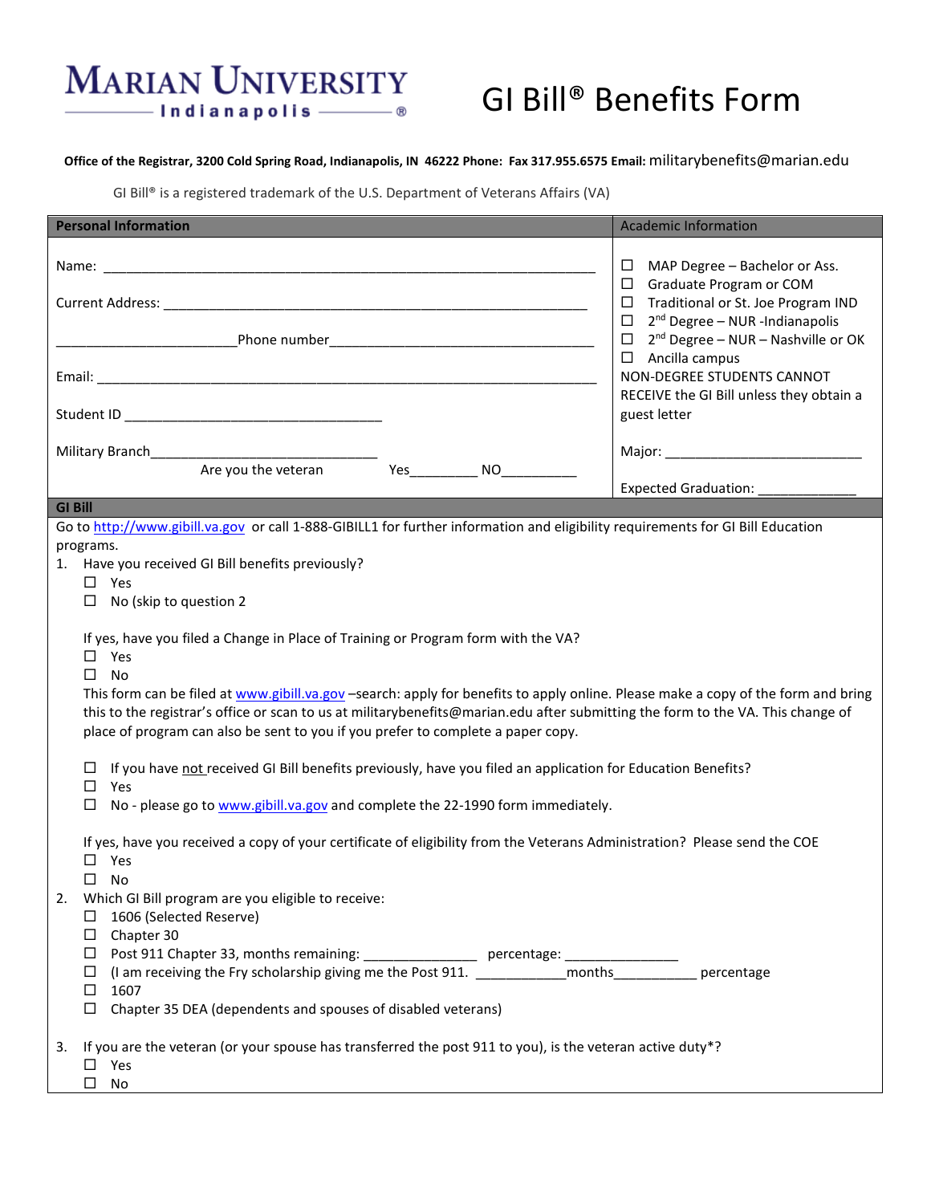# MARIAN UNIVERSITY Indianapolis®

# GI Bill® Benefits Form

**Office of the Registrar, 3200 Cold Spring Road, Indianapolis, IN 46222 Phone: Fax 317.955.6575 Email:** militarybenefits@marian.edu

GI Bill® is a registered trademark of the U.S. Department of Veterans Affairs (VA)

| **Personal Information** | Academic Information |
|---|---|
| Name: ____________________________________________________________ | ☐ MAP Degree – Bachelor or Ass. |
| Current Address: ____________________________________________________ | ☐ Graduate Program or COM |
| | ☐ Traditional or St. Joe Program IND |
| ______________________Phone number__________________________________ | ☐ 2nd Degree – NUR -Indianapolis |
| | ☐ 2nd Degree – NUR – Nashville or OK |
| Email: ____________________________________________________________ | ☐ Ancilla campus |
| Student ID ________________________________ | NON-DEGREE STUDENTS CANNOT RECEIVE the GI Bill unless they obtain a guest letter |
| Military Branch____________________________ | Major: _________________________ |
| Are you the veteran Yes_________ NO__________ | Expected Graduation: _____________ |

## GI Bill

Go to http://www.gibill.va.gov or call 1-888-GIBILL1 for further information and eligibility requirements for GI Bill Education programs.

1. Have you received GI Bill benefits previously?
   - ☐ Yes
   - ☐ No (skip to question 2

   If yes, have you filed a Change in Place of Training or Program form with the VA?
   - ☐ Yes
   - ☐ No

   This form can be filed at www.gibill.va.gov –search: apply for benefits to apply online. Please make a copy of the form and bring this to the registrar's office or scan to us at militarybenefits@marian.edu after submitting the form to the VA. This change of place of program can also be sent to you if you prefer to complete a paper copy.

   - ☐ If you have not received GI Bill benefits previously, have you filed an application for Education Benefits?
   - ☐ Yes
   - ☐ No - please go to www.gibill.va.gov and complete the 22-1990 form immediately.

   If yes, have you received a copy of your certificate of eligibility from the Veterans Administration? Please send the COE
   - ☐ Yes
   - ☐ No

2. Which GI Bill program are you eligible to receive:
   - ☐ 1606 (Selected Reserve)
   - ☐ Chapter 30
   - ☐ Post 911 Chapter 33, months remaining: _______________ percentage: _______________
   - ☐ (I am receiving the Fry scholarship giving me the Post 911. ____________months___________ percentage
   - ☐ 1607
   - ☐ Chapter 35 DEA (dependents and spouses of disabled veterans)

3. If you are the veteran (or your spouse has transferred the post 911 to you), is the veteran active duty*?
   - ☐ Yes
   - ☐ No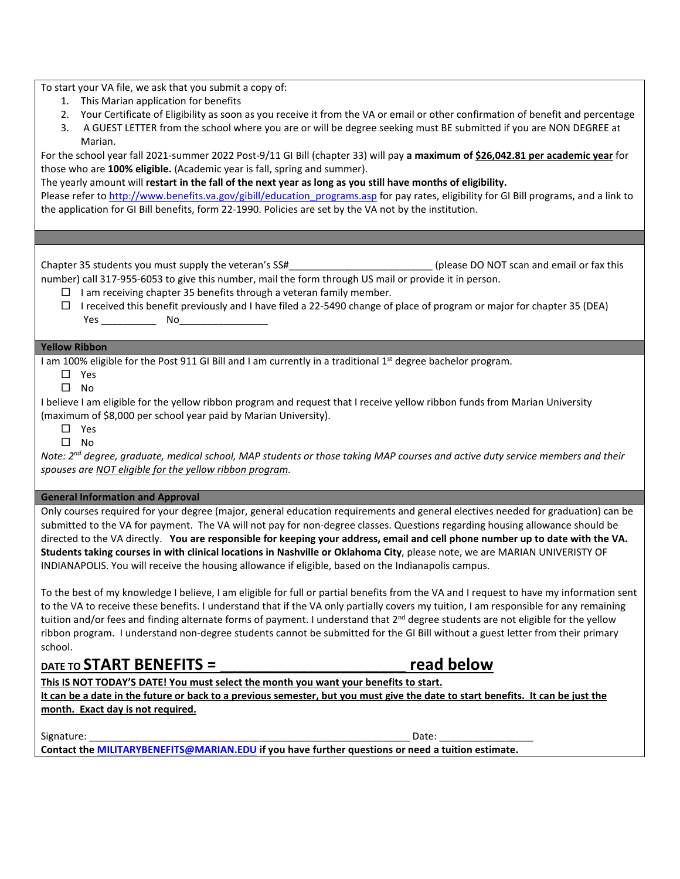To start your VA file, we ask that you submit a copy of:

1. This Marian application for benefits
2. Your Certificate of Eligibility as soon as you receive it from the VA or email or other confirmation of benefit and percentage
3. A GUEST LETTER from the school where you are or will be degree seeking must BE submitted if you are NON DEGREE at Marian.

For the school year fall 2021-summer 2022 Post-9/11 GI Bill (chapter 33) will pay **a maximum of <u>$26,042.81 per academic year</u>** for those who are **100% eligible.** (Academic year is fall, spring and summer).

The yearly amount will **restart in the fall of the next year as long as you still have months of eligibility.**

Please refer to http://www.benefits.va.gov/gibill/education_programs.asp for pay rates, eligibility for GI Bill programs, and a link to the application for GI Bill benefits, form 22-1990. Policies are set by the VA not by the institution.

Chapter 35 students you must supply the veteran's SS#__________________________ (please DO NOT scan and email or fax this number) call 317-955-6053 to give this number, mail the form through US mail or provide it in person.

- ☐ I am receiving chapter 35 benefits through a veteran family member.
- ☐ I received this benefit previously and I have filed a 22-5490 change of place of program or major for chapter 35 (DEA)
  Yes __________ No________________

## Yellow Ribbon

I am 100% eligible for the Post 911 GI Bill and I am currently in a traditional 1st degree bachelor program.

- ☐ Yes
- ☐ No

I believe I am eligible for the yellow ribbon program and request that I receive yellow ribbon funds from Marian University (maximum of $8,000 per school year paid by Marian University).

- ☐ Yes
- ☐ No

*Note: 2nd degree, graduate, medical school, MAP students or those taking MAP courses and active duty service members and their spouses are <u>NOT eligible for the yellow ribbon program</u>.*

## General Information and Approval

Only courses required for your degree (major, general education requirements and general electives needed for graduation) can be submitted to the VA for payment. The VA will not pay for non-degree classes. Questions regarding housing allowance should be directed to the VA directly. **You are responsible for keeping your address, email and cell phone number up to date with the VA. Students taking courses in with clinical locations in Nashville or Oklahoma City**, please note, we are MARIAN UNIVERISTY OF INDIANAPOLIS. You will receive the housing allowance if eligible, based on the Indianapolis campus.

To the best of my knowledge I believe, I am eligible for full or partial benefits from the VA and I request to have my information sent to the VA to receive these benefits. I understand that if the VA only partially covers my tuition, I am responsible for any remaining tuition and/or fees and finding alternate forms of payment. I understand that 2nd degree students are not eligible for the yellow ribbon program. I understand non-degree students cannot be submitted for the GI Bill without a guest letter from their primary school.

**DATE TO START BENEFITS = ________________________ <u>read below</u>**

**<u>This IS NOT TODAY'S DATE! You must select the month you want your benefits to start.</u>**

**<u>It can be a date in the future or back to a previous semester, but you must give the date to start benefits. It can be just the month. Exact day is not required.</u>**

Signature: ____________________________________________________________ Date: _________________

**Contact the MILITARYBENEFITS@MARIAN.EDU if you have further questions or need a tuition estimate.**